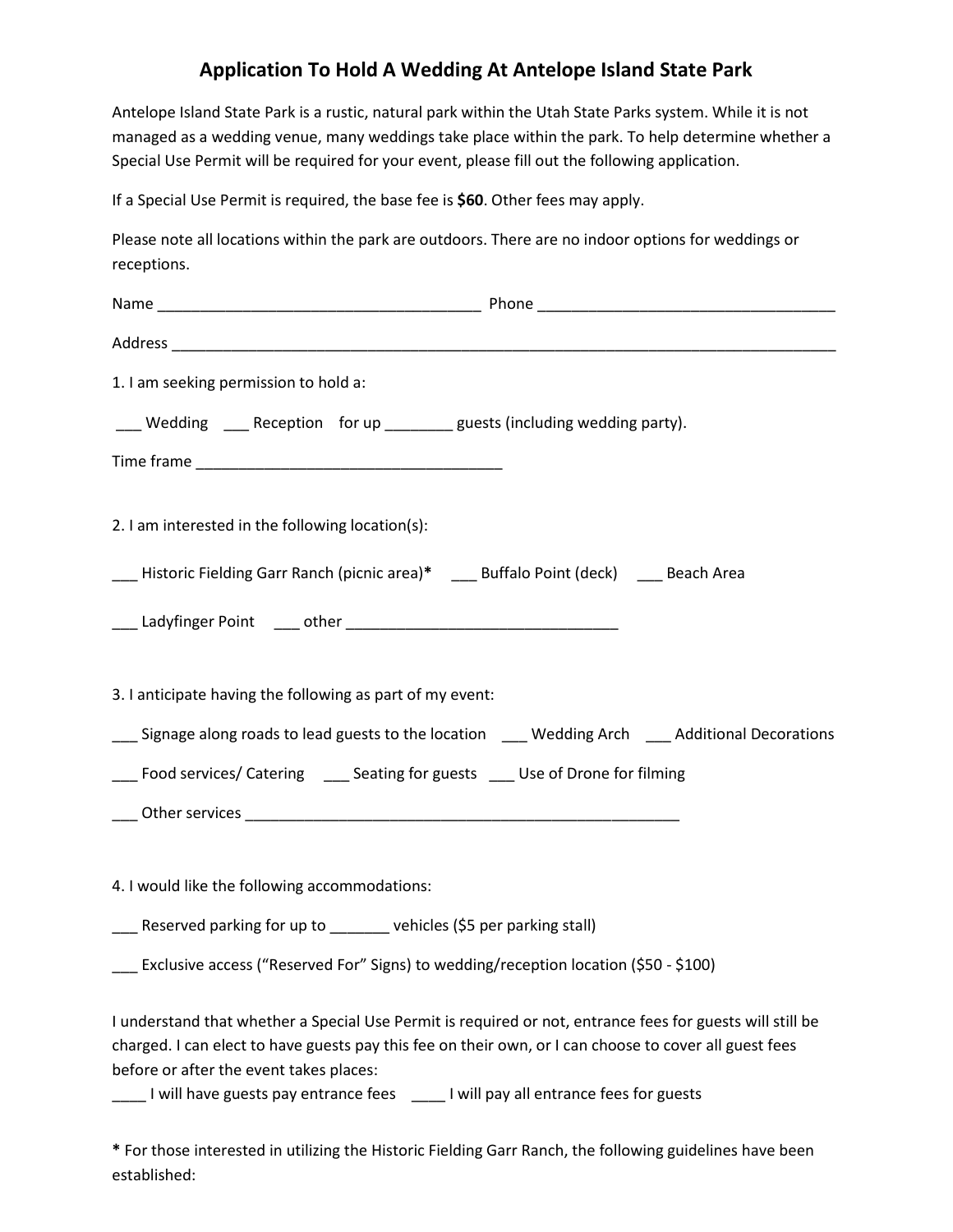# Application To Hold A Wedding At Antelope Island State Park

Antelope Island State Park is a rustic, natural park within the Utah State Parks system. While it is not managed as a wedding venue, many weddings take place within the park. To help determine whether a Special Use Permit will be required for your event, please fill out the following application.

If a Special Use Permit is required, the base fee is **$60**. Other fees may apply.

Please note all locations within the park are outdoors. There are no indoor options for weddings or receptions.

Name _______________________________________ Phone ___________________________________

Address _________________________________________________________________________________

1. I am seeking permission to hold a:

___ Wedding ___ Reception for up ________ guests (including wedding party).

Time frame ____________________________________

2. I am interested in the following location(s):

___ Historic Fielding Garr Ranch (picnic area)* ___ Buffalo Point (deck) ___ Beach Area

___ Ladyfinger Point ___ other ________________________________

3. I anticipate having the following as part of my event:

___ Signage along roads to lead guests to the location ___ Wedding Arch ___ Additional Decorations

___ Food services/ Catering ___ Seating for guests ___ Use of Drone for filming

___ Other services _____________________________________________________

4. I would like the following accommodations:

___ Reserved parking for up to _______ vehicles ($5 per parking stall)

___ Exclusive access ("Reserved For" Signs) to wedding/reception location ($50 - $100)

I understand that whether a Special Use Permit is required or not, entrance fees for guests will still be charged. I can elect to have guests pay this fee on their own, or I can choose to cover all guest fees before or after the event takes places:

____ I will have guests pay entrance fees ____ I will pay all entrance fees for guests

**\*** For those interested in utilizing the Historic Fielding Garr Ranch, the following guidelines have been established: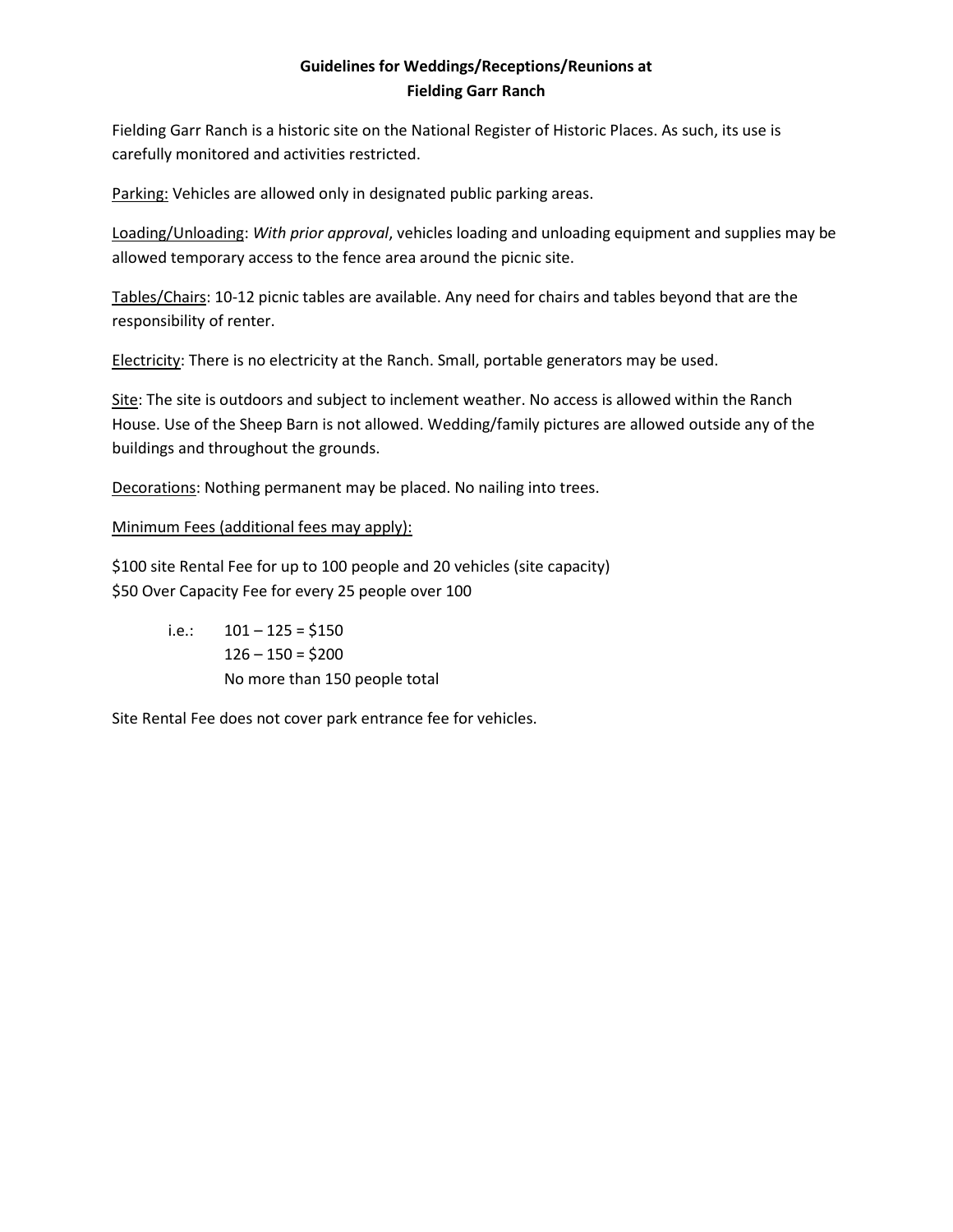**Guidelines for Weddings/Receptions/Reunions at**
**Fielding Garr Ranch**

Fielding Garr Ranch is a historic site on the National Register of Historic Places. As such, its use is carefully monitored and activities restricted.

<u>Parking:</u> Vehicles are allowed only in designated public parking areas.

<u>Loading/Unloading</u>: *With prior approval*, vehicles loading and unloading equipment and supplies may be allowed temporary access to the fence area around the picnic site.

<u>Tables/Chairs</u>: 10-12 picnic tables are available. Any need for chairs and tables beyond that are the responsibility of renter.

<u>Electricity</u>: There is no electricity at the Ranch. Small, portable generators may be used.

<u>Site</u>: The site is outdoors and subject to inclement weather. No access is allowed within the Ranch House. Use of the Sheep Barn is not allowed. Wedding/family pictures are allowed outside any of the buildings and throughout the grounds.

<u>Decorations</u>: Nothing permanent may be placed. No nailing into trees.

<u>Minimum Fees (additional fees may apply):</u>

$100 site Rental Fee for up to 100 people and 20 vehicles (site capacity)
$50 Over Capacity Fee for every 25 people over 100

i.e.: 101 – 125 = $150
126 – 150 = $200
No more than 150 people total

Site Rental Fee does not cover park entrance fee for vehicles.